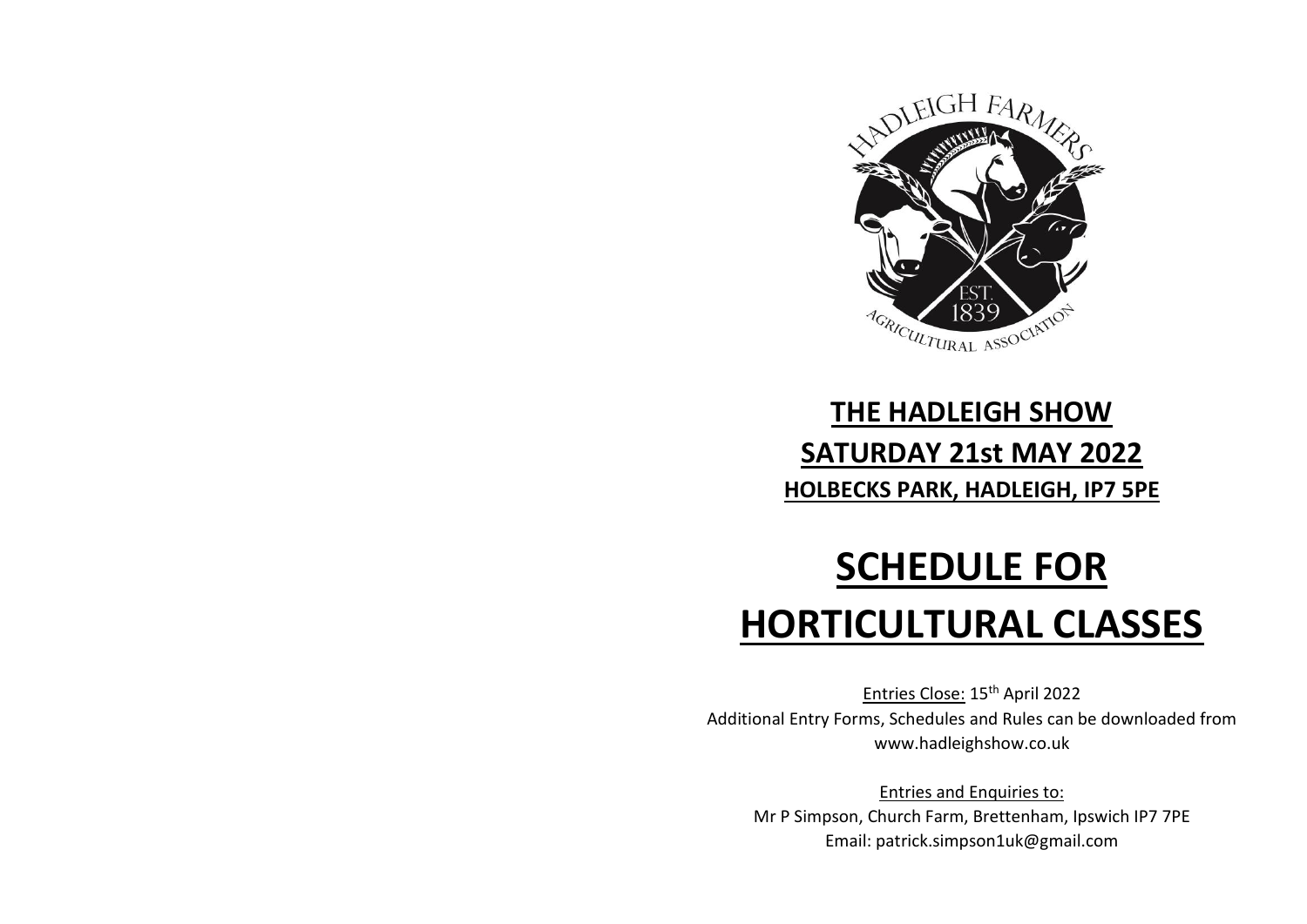# THE HADLEIGH SHOW

## SATURDAY 21st MAY 2022

### HOLBECKS PARK, HADLEIGH, IP7 5PE

# SCHEDULE FOR HORTICULTURAL CLASSES

Entries Close: 15th April 2022

Additional Entry Forms, Schedules and Rules can be downloaded from www.hadleighshow.co.uk

Entries and Enquiries to:

Mr P Simpson, Church Farm, Brettenham, Ipswich IP7 7PE

Email: patrick.simpson1uk@gmail.com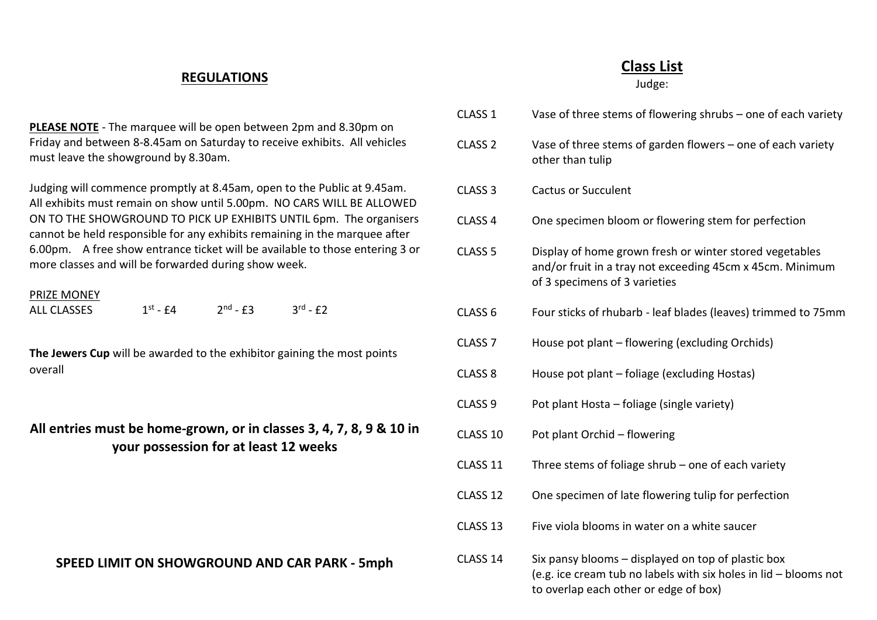## REGULATIONS

**PLEASE NOTE** - The marquee will be open between 2pm and 8.30pm on Friday and between 8-8.45am on Saturday to receive exhibits. All vehicles must leave the showground by 8.30am.

Judging will commence promptly at 8.45am, open to the Public at 9.45am. All exhibits must remain on show until 5.00pm. NO CARS WILL BE ALLOWED ON TO THE SHOWGROUND TO PICK UP EXHIBITS UNTIL 6pm. The organisers cannot be held responsible for any exhibits remaining in the marquee after 6.00pm. A free show entrance ticket will be available to those entering 3 or more classes and will be forwarded during show week.

PRIZE MONEY

| | | | |
|---|---|---|---|
| ALL CLASSES | 1st - £4 | 2nd - £3 | 3rd - £2 |

**The Jewers Cup** will be awarded to the exhibitor gaining the most points overall

**All entries must be home-grown, or in classes 3, 4, 7, 8, 9 & 10 in your possession for at least 12 weeks**

**SPEED LIMIT ON SHOWGROUND AND CAR PARK - 5mph**

## Class List

Judge:

| | |
|---|---|
| CLASS 1 | Vase of three stems of flowering shrubs – one of each variety |
| CLASS 2 | Vase of three stems of garden flowers – one of each variety other than tulip |
| CLASS 3 | Cactus or Succulent |
| CLASS 4 | One specimen bloom or flowering stem for perfection |
| CLASS 5 | Display of home grown fresh or winter stored vegetables and/or fruit in a tray not exceeding 45cm x 45cm. Minimum of 3 specimens of 3 varieties |
| CLASS 6 | Four sticks of rhubarb - leaf blades (leaves) trimmed to 75mm |
| CLASS 7 | House pot plant – flowering (excluding Orchids) |
| CLASS 8 | House pot plant – foliage (excluding Hostas) |
| CLASS 9 | Pot plant Hosta – foliage (single variety) |
| CLASS 10 | Pot plant Orchid – flowering |
| CLASS 11 | Three stems of foliage shrub – one of each variety |
| CLASS 12 | One specimen of late flowering tulip for perfection |
| CLASS 13 | Five viola blooms in water on a white saucer |
| CLASS 14 | Six pansy blooms – displayed on top of plastic box (e.g. ice cream tub no labels with six holes in lid – blooms not to overlap each other or edge of box) |